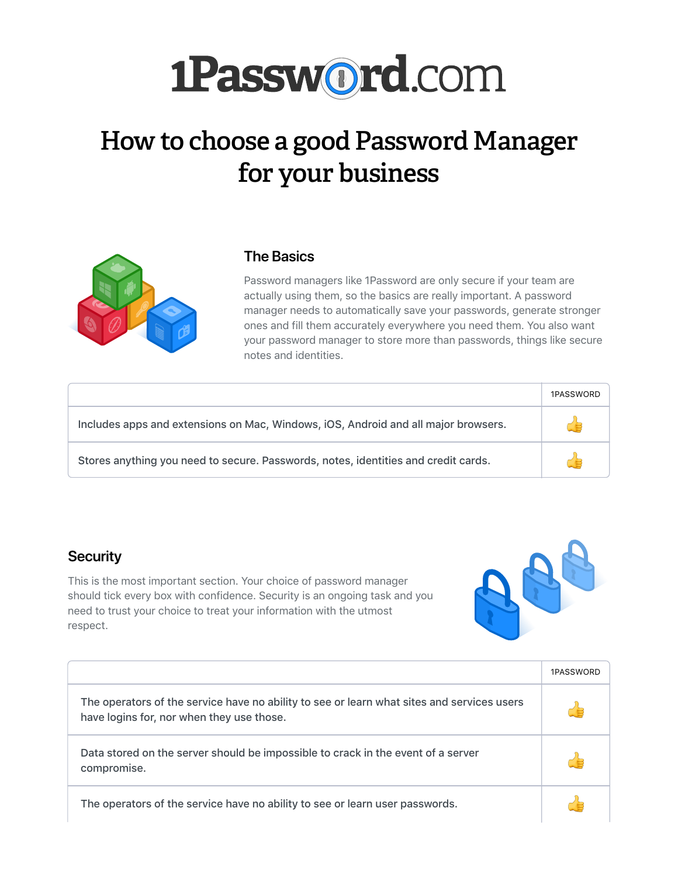# 1Password.com

# How to choose a good Password Manager for your business

## The Basics

Password managers like 1Password are only secure if your team are actually using them, so the basics are really important. A password manager needs to automatically save your passwords, generate stronger ones and fill them accurately everywhere you need them. You also want your password manager to store more than passwords, things like secure notes and identities.

| | 1PASSWORD |
|---|---|
| Includes apps and extensions on Mac, Windows, iOS, Android and all major browsers. | 👍 |
| Stores anything you need to secure. Passwords, notes, identities and credit cards. | 👍 |

## Security

This is the most important section. Your choice of password manager should tick every box with confidence. Security is an ongoing task and you need to trust your choice to treat your information with the utmost respect.

| | 1PASSWORD |
|---|---|
| The operators of the service have no ability to see or learn what sites and services users have logins for, nor when they use those. | 👍 |
| Data stored on the server should be impossible to crack in the event of a server compromise. | 👍 |
| The operators of the service have no ability to see or learn user passwords. | 👍 |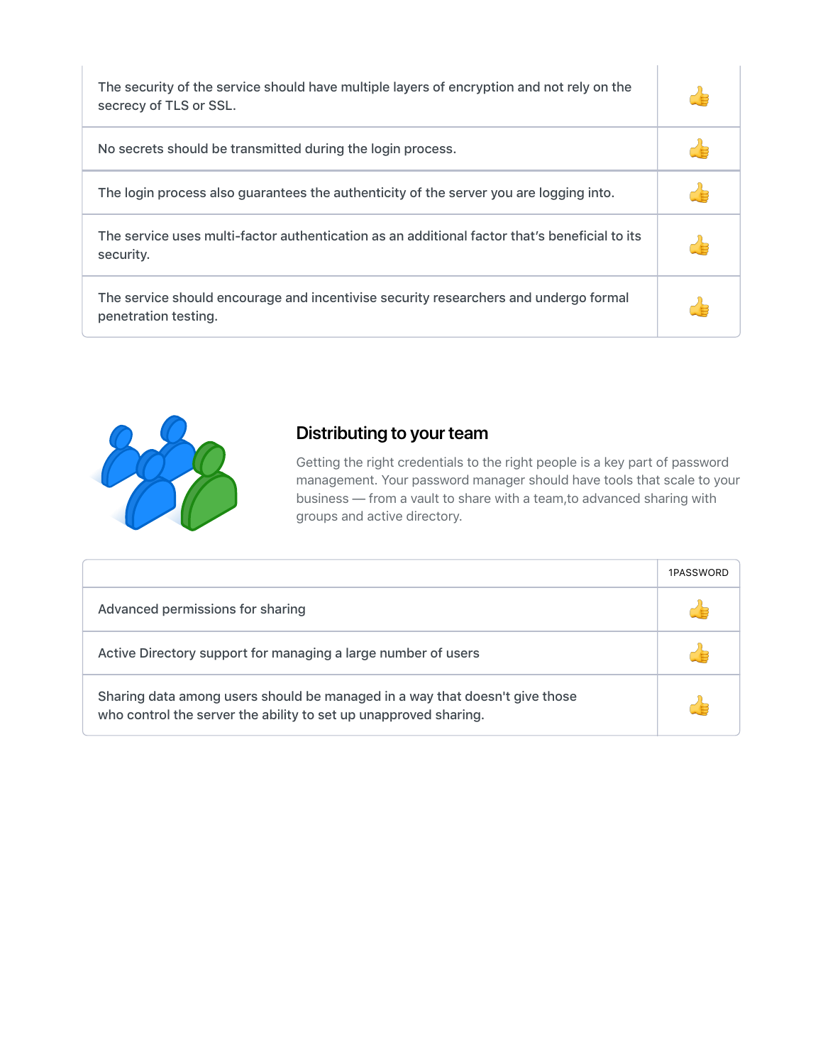| | |
|---|---|
| The security of the service should have multiple layers of encryption and not rely on the secrecy of TLS or SSL. | 👍 |
| No secrets should be transmitted during the login process. | 👍 |
| The login process also guarantees the authenticity of the server you are logging into. | 👍 |
| The service uses multi-factor authentication as an additional factor that's beneficial to its security. | 👍 |
| The service should encourage and incentivise security researchers and undergo formal penetration testing. | 👍 |

## Distributing to your team

Getting the right credentials to the right people is a key part of password management. Your password manager should have tools that scale to your business — from a vault to share with a team,to advanced sharing with groups and active directory.

| | 1PASSWORD |
|---|---|
| Advanced permissions for sharing | 👍 |
| Active Directory support for managing a large number of users | 👍 |
| Sharing data among users should be managed in a way that doesn't give those who control the server the ability to set up unapproved sharing. | 👍 |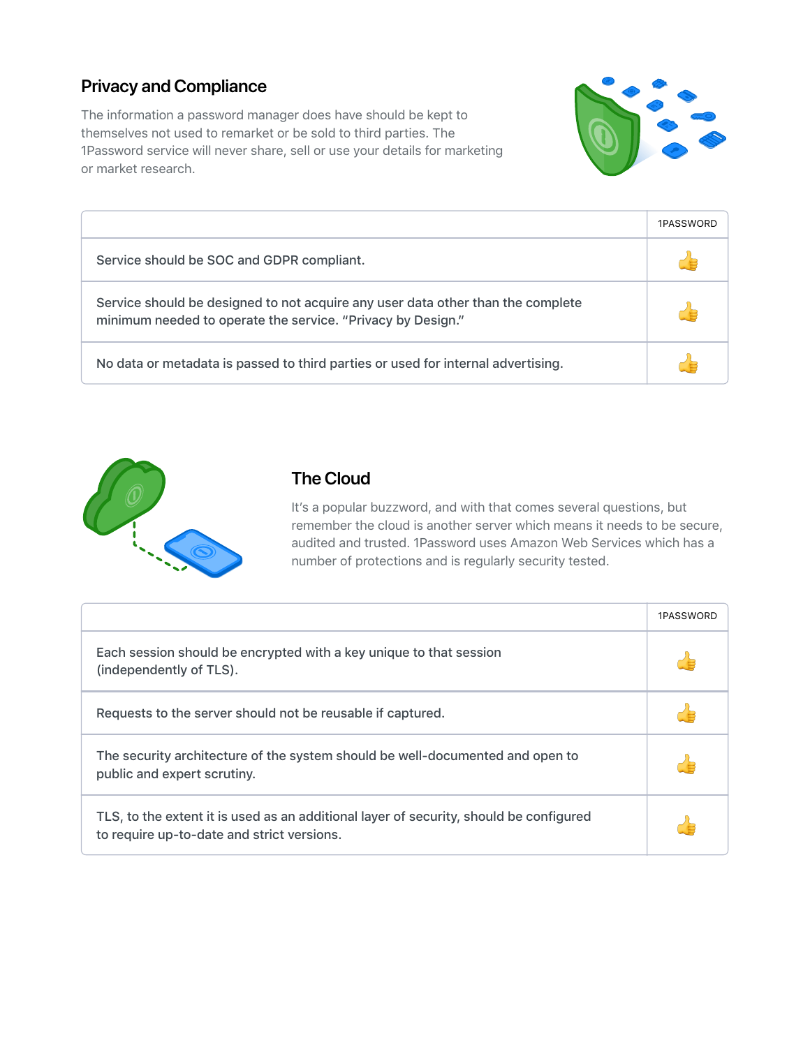## Privacy and Compliance

The information a password manager does have should be kept to themselves not used to remarket or be sold to third parties. The 1Password service will never share, sell or use your details for marketing or market research.

| | 1PASSWORD |
|---|---|
| Service should be SOC and GDPR compliant. | 👍 |
| Service should be designed to not acquire any user data other than the complete minimum needed to operate the service. “Privacy by Design.” | 👍 |
| No data or metadata is passed to third parties or used for internal advertising. | 👍 |

## The Cloud

It’s a popular buzzword, and with that comes several questions, but remember the cloud is another server which means it needs to be secure, audited and trusted. 1Password uses Amazon Web Services which has a number of protections and is regularly security tested.

| | 1PASSWORD |
|---|---|
| Each session should be encrypted with a key unique to that session (independently of TLS). | 👍 |
| Requests to the server should not be reusable if captured. | 👍 |
| The security architecture of the system should be well-documented and open to public and expert scrutiny. | 👍 |
| TLS, to the extent it is used as an additional layer of security, should be configured to require up-to-date and strict versions. | 👍 |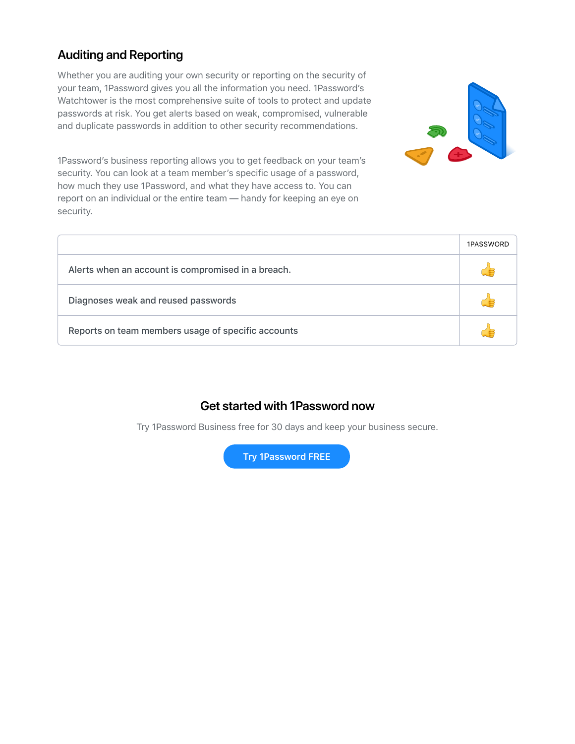## Auditing and Reporting

Whether you are auditing your own security or reporting on the security of your team, 1Password gives you all the information you need. 1Password's Watchtower is the most comprehensive suite of tools to protect and update passwords at risk. You get alerts based on weak, compromised, vulnerable and duplicate passwords in addition to other security recommendations.

1Password's business reporting allows you to get feedback on your team's security. You can look at a team member's specific usage of a password, how much they use 1Password, and what they have access to. You can report on an individual or the entire team — handy for keeping an eye on security.

| | 1PASSWORD |
|---|---|
| Alerts when an account is compromised in a breach. | 👍 |
| Diagnoses weak and reused passwords | 👍 |
| Reports on team members usage of specific accounts | 👍 |

## Get started with 1Password now

Try 1Password Business free for 30 days and keep your business secure.

Try 1Password FREE